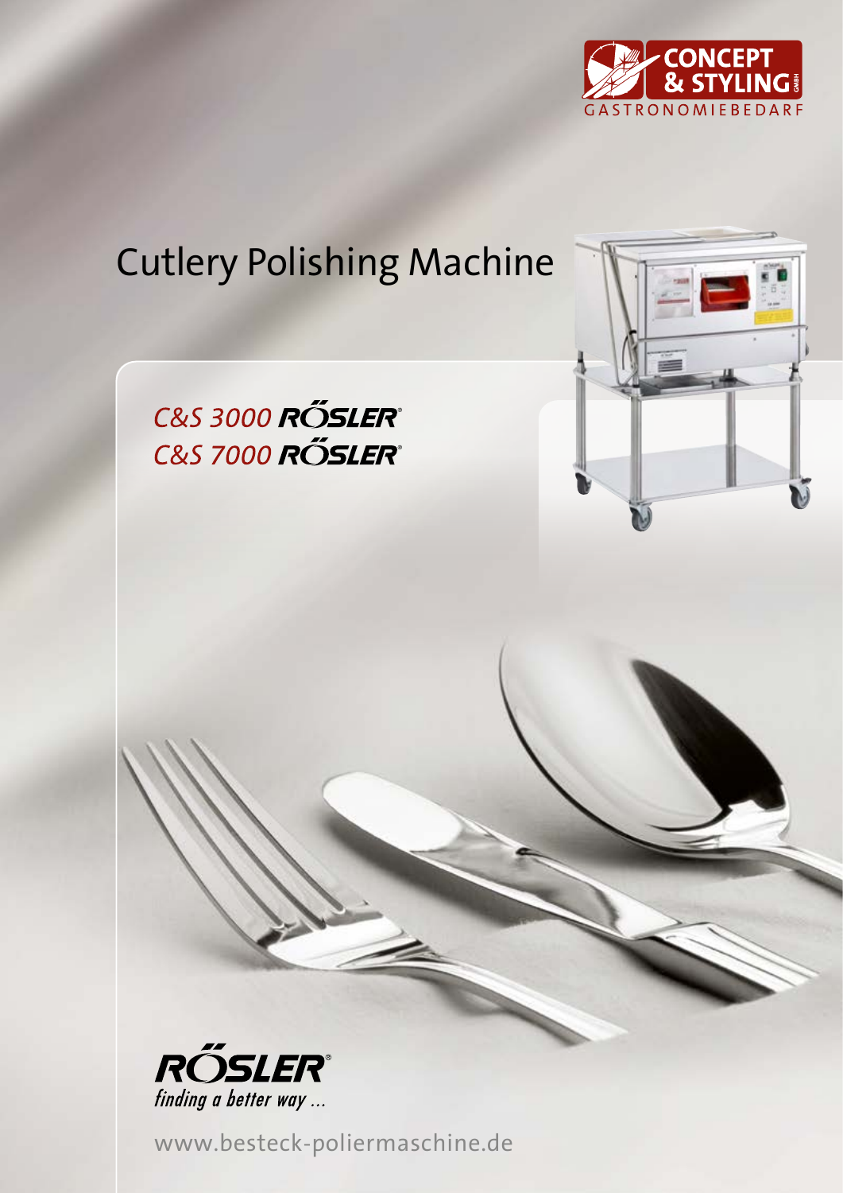CONCEPT & STYLING GMBH
GASTRONOMIEBEDARF

# Cutlery Polishing Machine

## *C&S 3000 RÖSLER®*
## *C&S 7000 RÖSLER®*

RÖSLER®
*finding a better way ...*

www.besteck-poliermaschine.de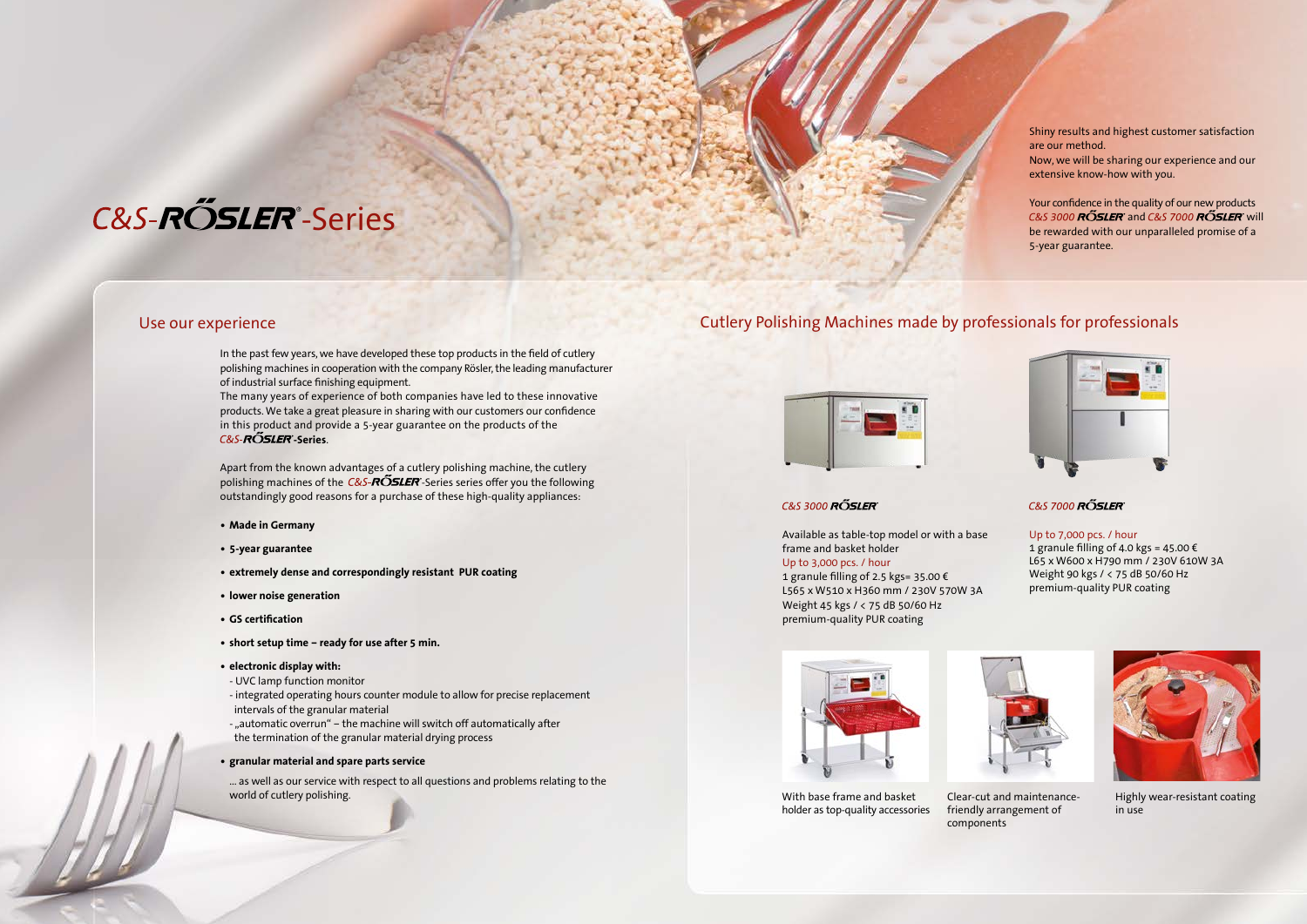# C&S-RÖSLER®-Series

Shiny results and highest customer satisfaction are our method.
Now, we will be sharing our experience and our extensive know-how with you.

Your confidence in the quality of our new products *C&S 3000* RÖSLER® and *C&S 7000* RÖSLER® will be rewarded with our unparalleled promise of a 5-year guarantee.

## Use our experience

In the past few years, we have developed these top products in the field of cutlery polishing machines in cooperation with the company Rösler, the leading manufacturer of industrial surface finishing equipment.
The many years of experience of both companies have led to these innovative products. We take a great pleasure in sharing with our customers our confidence in this product and provide a 5-year guarantee on the products of the *C&S*-**RÖSLER®-Series**.

Apart from the known advantages of a cutlery polishing machine, the cutlery polishing machines of the *C&S*-RÖSLER®-Series series offer you the following outstandingly good reasons for a purchase of these high-quality appliances:

- **Made in Germany**
- **5-year guarantee**
- **extremely dense and correspondingly resistant PUR coating**
- **lower noise generation**
- **GS certification**
- **short setup time – ready for use after 5 min.**
- **electronic display with:**
  - UVC lamp function monitor
  - integrated operating hours counter module to allow for precise replacement intervals of the granular material
  - „automatic overrun" – the machine will switch off automatically after the termination of the granular material drying process
- **granular material and spare parts service**

... as well as our service with respect to all questions and problems relating to the world of cutlery polishing.

## Cutlery Polishing Machines made by professionals for professionals

### *C&S 3000* RÖSLER®

Available as table-top model or with a base frame and basket holder
Up to 3,000 pcs. / hour
1 granule filling of 2.5 kgs= 35.00 €
L565 x W510 x H360 mm / 230V 570W 3A
Weight 45 kgs / < 75 dB 50/60 Hz
premium-quality PUR coating

### *C&S 7000* RÖSLER®

Up to 7,000 pcs. / hour
1 granule filling of 4.0 kgs = 45.00 €
L65 x W600 x H790 mm / 230V 610W 3A
Weight 90 kgs / < 75 dB 50/60 Hz
premium-quality PUR coating

With base frame and basket holder as top-quality accessories

Clear-cut and maintenance-friendly arrangement of components

Highly wear-resistant coating in use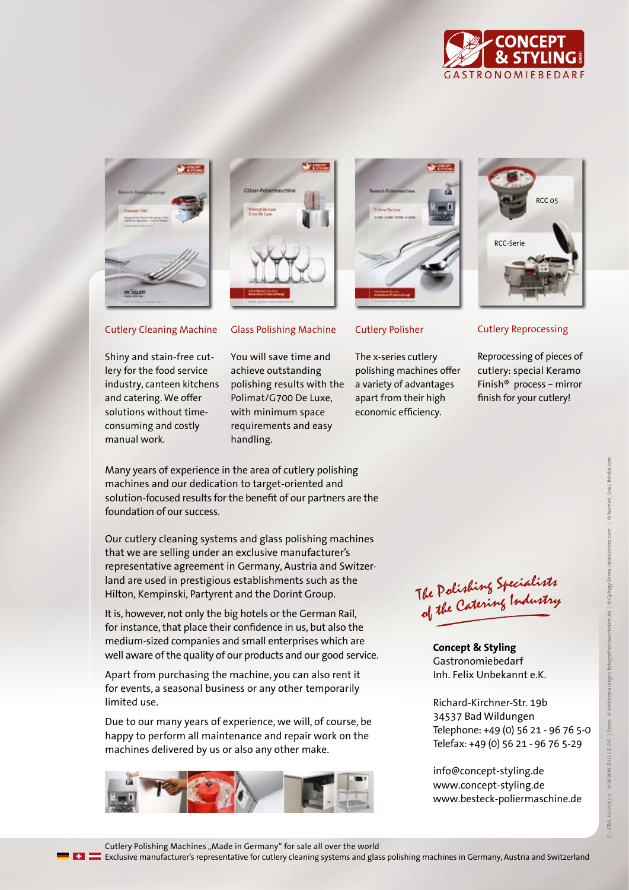CONCEPT & STYLING GmbH
GASTRONOMIEBEDARF

RCC 05

RCC-Serie

### Cutlery Cleaning Machine

Shiny and stain-free cutlery for the food service industry, canteen kitchens and catering. We offer solutions without time-consuming and costly manual work.

### Glass Polishing Machine

You will save time and achieve outstanding polishing results with the Polimat/G700 De Luxe, with minimum space requirements and easy handling.

### Cutlery Polisher

The x-series cutlery polishing machines offer a variety of advantages apart from their high economic efficiency.

### Cutlery Reprocessing

Reprocessing of pieces of cutlery: special Keramo Finish® process – mirror finish for your cutlery!

Many years of experience in the area of cutlery polishing machines and our dedication to target-oriented and solution-focused results for the benefit of our partners are the foundation of our success.

Our cutlery cleaning systems and glass polishing machines that we are selling under an exclusive manufacturer's representative agreement in Germany, Austria and Switzerland are used in prestigious establishments such as the Hilton, Kempinski, Partyrent and the Dorint Group.

It is, however, not only the big hotels or the German Rail, for instance, that place their confidence in us, but also the medium-sized companies and small enterprises which are well aware of the quality of our products and our good service.

Apart from purchasing the machine, you can also rent it for events, a seasonal business or any other temporarily limited use.

Due to our many years of experience, we will, of course, be happy to perform all maintenance and repair work on the machines delivered by us or also any other make.

*The Polishing Specialists of the Catering Industry*

**Concept & Styling**
Gastronomiebedarf
Inh. Felix Unbekannt e.K.

Richard-Kirchner-Str. 19b
34537 Bad Wildungen
Telephone: +49 (0) 56 21 - 96 76 5-0
Telefax: +49 (0) 56 21 - 96 76 5-29

info@concept-styling.de
www.concept-styling.de
www.besteck-poliermaschine.de

Cutlery Polishing Machines „Made in Germany" for sale all over the world
Exclusive manufacturer's representative for cutlery cleaning systems and glass polishing machines in Germany, Austria and Switzerland